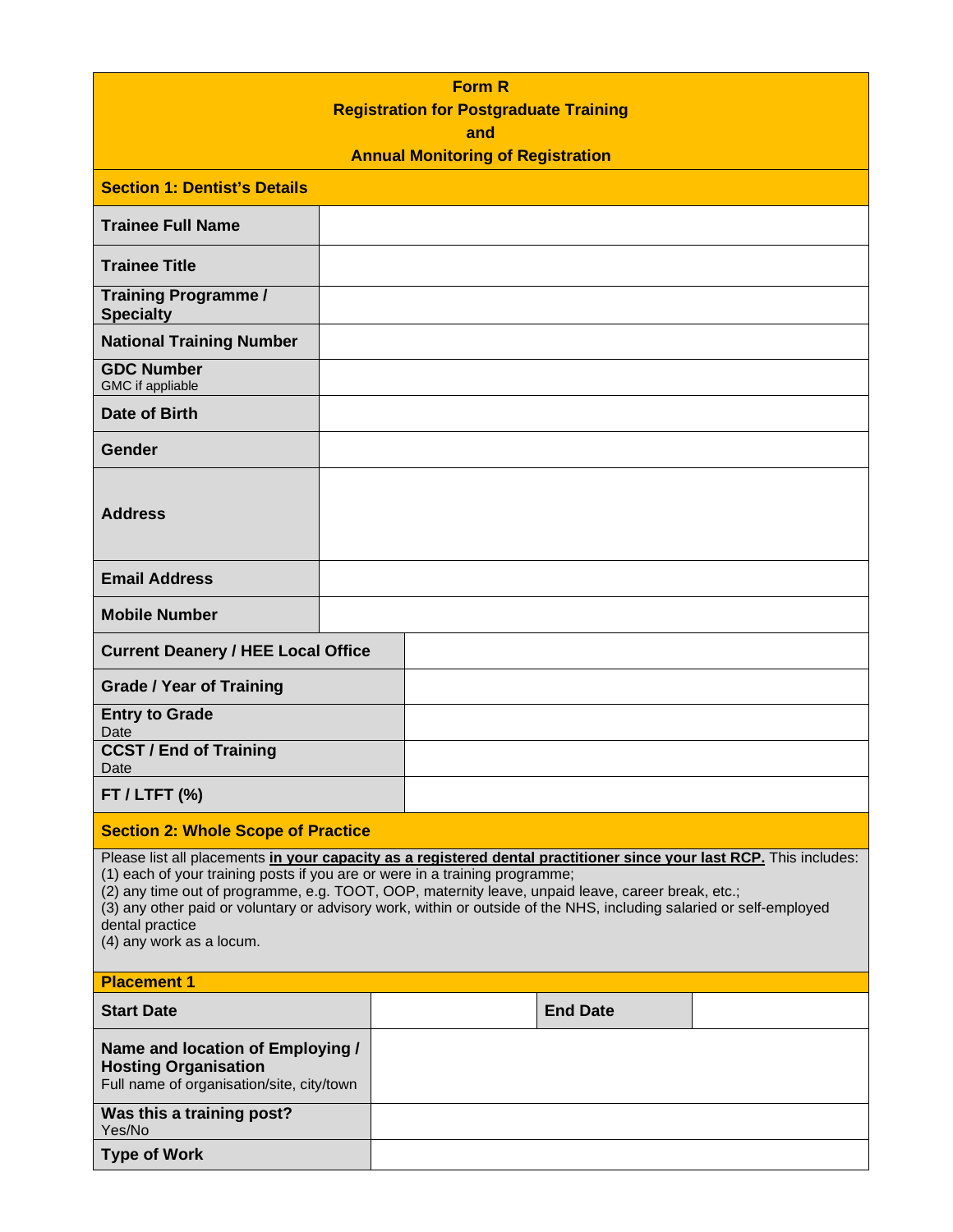# Form R
## Registration for Postgraduate Training and Annual Monitoring of Registration

### Section 1: Dentist's Details

| Field | Value |
|---|---|
| **Trainee Full Name** | |
| **Trainee Title** | |
| **Training Programme / Specialty** | |
| **National Training Number** | |
| **GDC Number** GMC if appliable | |
| **Date of Birth** | |
| **Gender** | |
| **Address** | |
| **Email Address** | |
| **Mobile Number** | |
| **Current Deanery / HEE Local Office** | |
| **Grade / Year of Training** | |
| **Entry to Grade** Date | |
| **CCST / End of Training** Date | |
| **FT / LTFT (%)** | |

### Section 2: Whole Scope of Practice

Please list all placements **in your capacity as a registered dental practitioner since your last RCP.** This includes:
(1) each of your training posts if you are or were in a training programme;
(2) any time out of programme, e.g. TOOT, OOP, maternity leave, unpaid leave, career break, etc.;
(3) any other paid or voluntary or advisory work, within or outside of the NHS, including salaried or self-employed dental practice
(4) any work as a locum.

#### Placement 1

| **Start Date** | | **End Date** | |
|---|---|---|---|
| **Name and location of Employing / Hosting Organisation** Full name of organisation/site, city/town | | | |
| **Was this a training post?** Yes/No | | | |
| **Type of Work** | | | |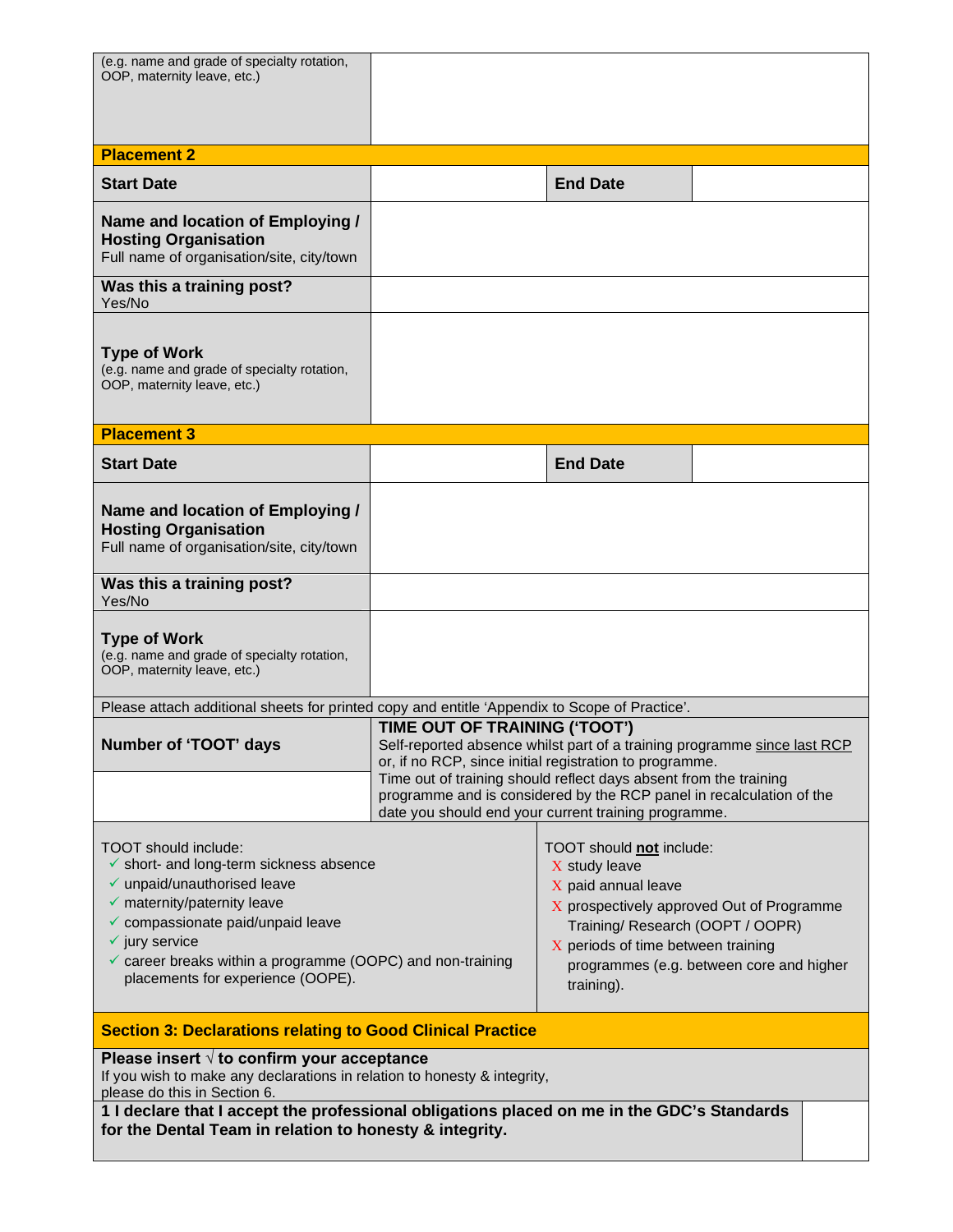| (e.g. name and grade of specialty rotation, OOP, maternity leave, etc.) | | | |
|---|---|---|---|
| **Placement 2** | | | |
| **Start Date** | | **End Date** | |
| **Name and location of Employing / Hosting Organisation** Full name of organisation/site, city/town | | | |
| **Was this a training post?** Yes/No | | | |
| **Type of Work** (e.g. name and grade of specialty rotation, OOP, maternity leave, etc.) | | | |
| **Placement 3** | | | |
| **Start Date** | | **End Date** | |
| **Name and location of Employing / Hosting Organisation** Full name of organisation/site, city/town | | | |
| **Was this a training post?** Yes/No | | | |
| **Type of Work** (e.g. name and grade of specialty rotation, OOP, maternity leave, etc.) | | | |

Please attach additional sheets for printed copy and entitle 'Appendix to Scope of Practice'.

| **Number of 'TOOT' days** | **TIME OUT OF TRAINING ('TOOT')** Self-reported absence whilst part of a training programme since last RCP or, if no RCP, since initial registration to programme. Time out of training should reflect days absent from the training programme and is considered by the RCP panel in recalculation of the date you should end your current training programme. |
|---|---|
| | |

TOOT should include:
- ✓ short- and long-term sickness absence
- ✓ unpaid/unauthorised leave
- ✓ maternity/paternity leave
- ✓ compassionate paid/unpaid leave
- ✓ jury service
- ✓ career breaks within a programme (OOPC) and non-training placements for experience (OOPE).

TOOT should **not** include:
- X study leave
- X paid annual leave
- X prospectively approved Out of Programme Training/ Research (OOPT / OOPR)
- X periods of time between training programmes (e.g. between core and higher training).

## Section 3: Declarations relating to Good Clinical Practice

**Please insert √ to confirm your acceptance**
If you wish to make any declarations in relation to honesty & integrity, please do this in Section 6.

| **1 I declare that I accept the professional obligations placed on me in the GDC's Standards for the Dental Team in relation to honesty & integrity.** | |
|---|---|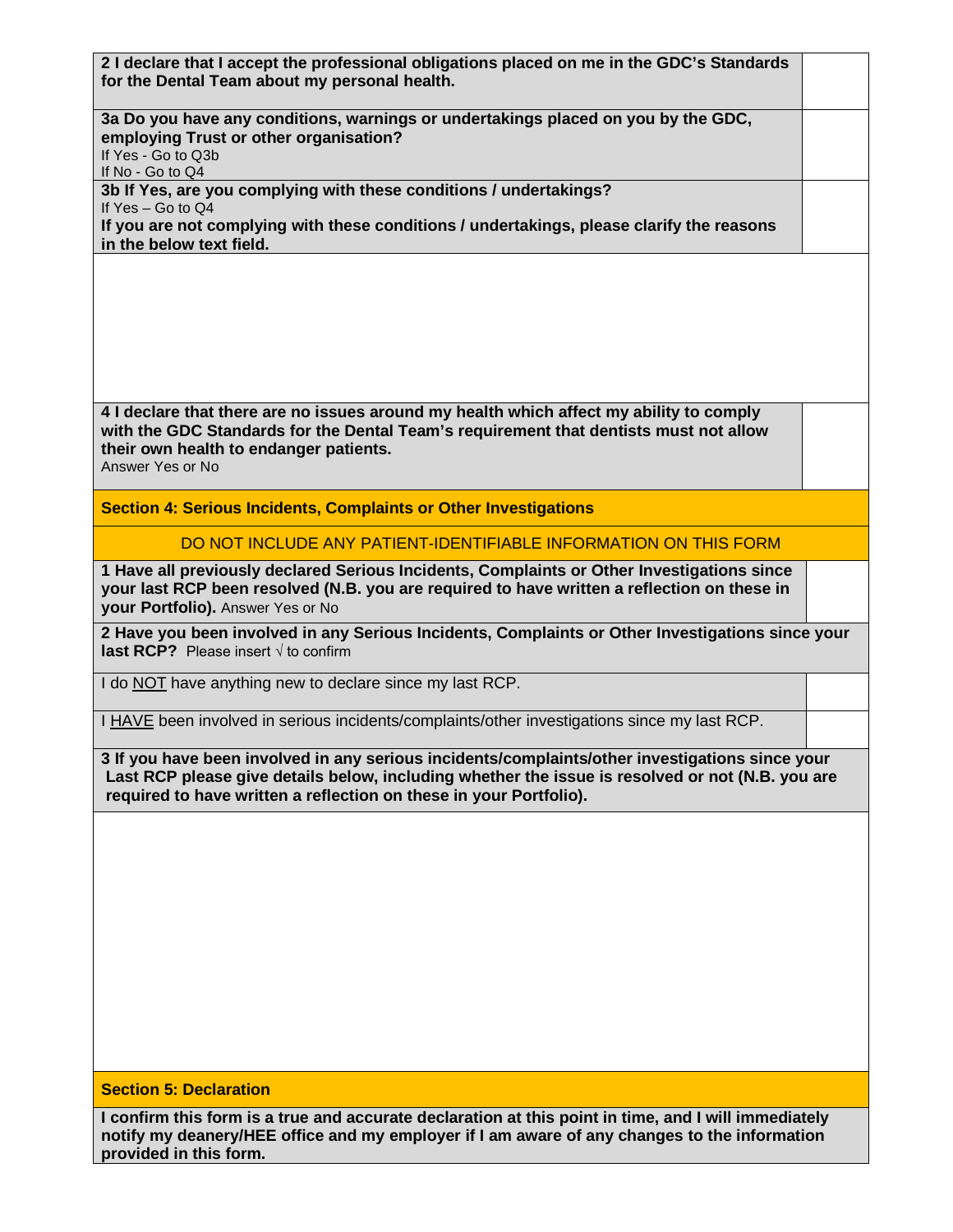| | |
|---|---|
| **2 I declare that I accept the professional obligations placed on me in the GDC's Standards for the Dental Team about my personal health.** | |
| **3a Do you have any conditions, warnings or undertakings placed on you by the GDC, employing Trust or other organisation?**<br>If Yes - Go to Q3b<br>If No - Go to Q4 | |
| **3b If Yes, are you complying with these conditions / undertakings?**<br>If Yes – Go to Q4<br>**If you are not complying with these conditions / undertakings, please clarify the reasons in the below text field.** | |
| | |
| **4 I declare that there are no issues around my health which affect my ability to comply with the GDC Standards for the Dental Team's requirement that dentists must not allow their own health to endanger patients.**<br>Answer Yes or No | |

## Section 4: Serious Incidents, Complaints or Other Investigations

DO NOT INCLUDE ANY PATIENT-IDENTIFIABLE INFORMATION ON THIS FORM

| | |
|---|---|
| **1 Have all previously declared Serious Incidents, Complaints or Other Investigations since your last RCP been resolved (N.B. you are required to have written a reflection on these in your Portfolio).** Answer Yes or No | |
| **2 Have you been involved in any Serious Incidents, Complaints or Other Investigations since your last RCP?** Please insert √ to confirm | |
| I do <u>NOT</u> have anything new to declare since my last RCP. | |
| I <u>HAVE</u> been involved in serious incidents/complaints/other investigations since my last RCP. | |
| **3 If you have been involved in any serious incidents/complaints/other investigations since your Last RCP please give details below, including whether the issue is resolved or not (N.B. you are required to have written a reflection on these in your Portfolio).** | |
| | |

## Section 5: Declaration

**I confirm this form is a true and accurate declaration at this point in time, and I will immediately notify my deanery/HEE office and my employer if I am aware of any changes to the information provided in this form.**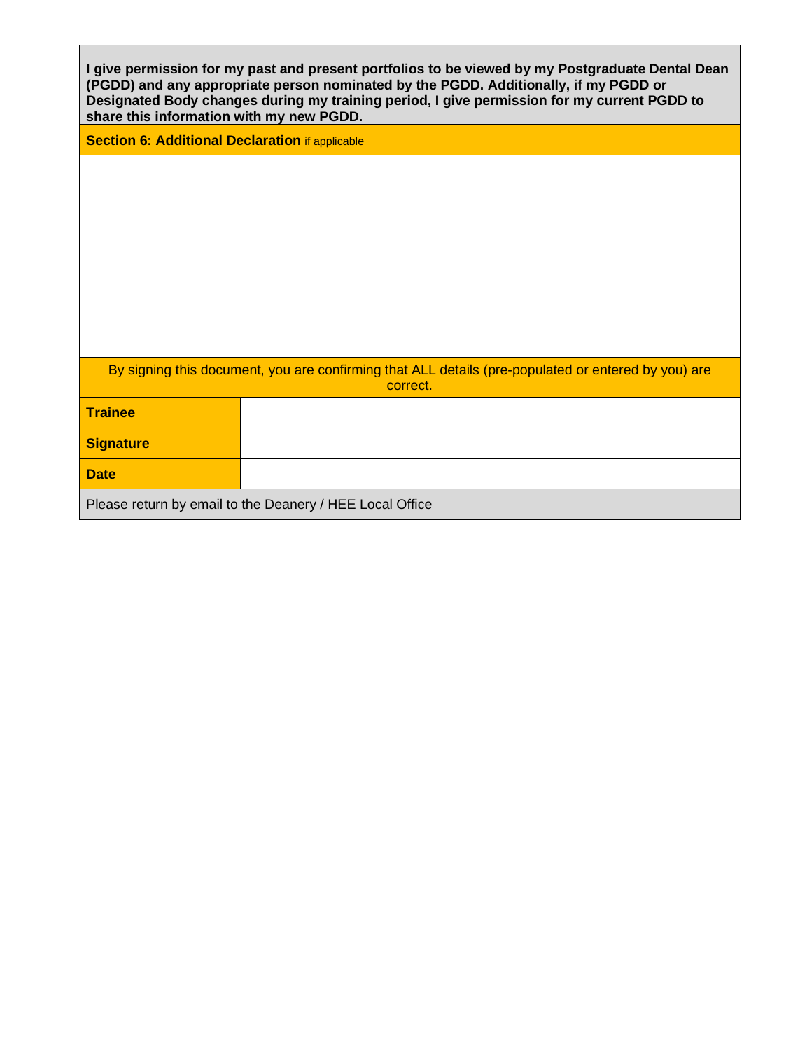**I give permission for my past and present portfolios to be viewed by my Postgraduate Dental Dean (PGDD) and any appropriate person nominated by the PGDD. Additionally, if my PGDD or Designated Body changes during my training period, I give permission for my current PGDD to share this information with my new PGDD.**

**Section 6: Additional Declaration** if applicable

By signing this document, you are confirming that ALL details (pre-populated or entered by you) are correct.

| | |
|---|---|
| **Trainee** | |
| **Signature** | |
| **Date** | |

Please return by email to the Deanery / HEE Local Office